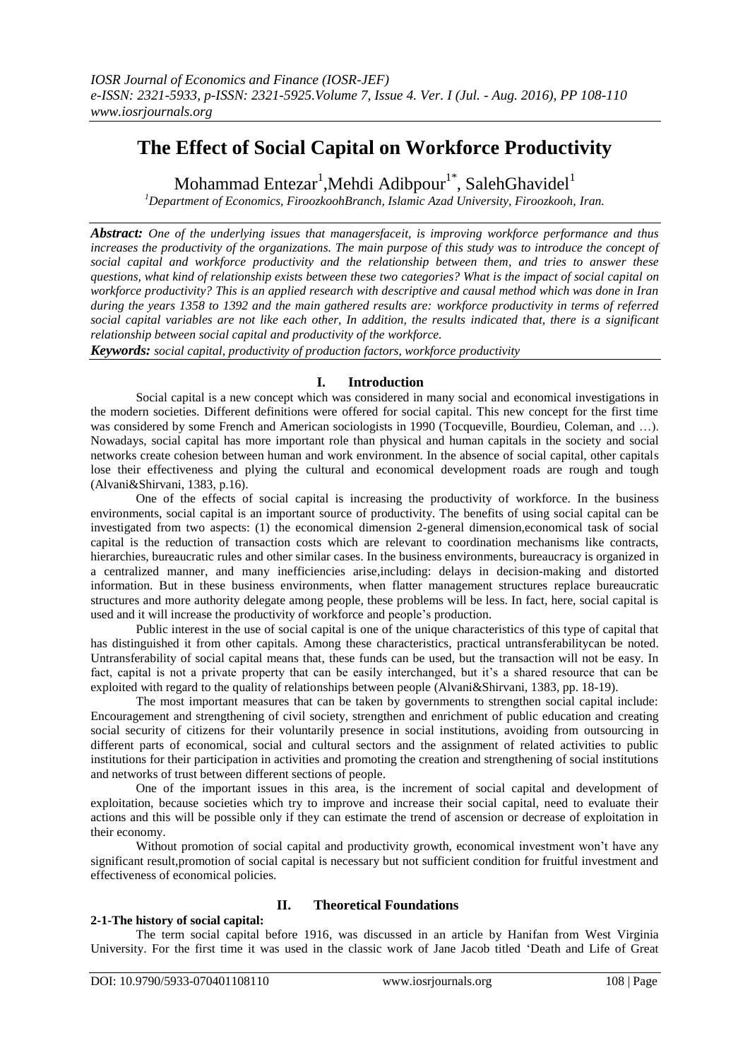# The Effect of Social Capital on Workforce Productivity

Mohammad Entezar[1],Mehdi Adibpour[1*], SalehGhavidel[1]

[1]*Department of Economics, FiroozkoohBranch, Islamic Azad University, Firoozkooh, Iran.*

***Abstract:*** *One of the underlying issues that managersfaceit, is improving workforce performance and thus increases the productivity of the organizations. The main purpose of this study was to introduce the concept of social capital and workforce productivity and the relationship between them, and tries to answer these questions, what kind of relationship exists between these two categories? What is the impact of social capital on workforce productivity? This is an applied research with descriptive and causal method which was done in Iran during the years 1358 to 1392 and the main gathered results are: workforce productivity in terms of referred social capital variables are not like each other, In addition, the results indicated that, there is a significant relationship between social capital and productivity of the workforce.*

***Keywords:*** *social capital, productivity of production factors, workforce productivity*

## I. Introduction

Social capital is a new concept which was considered in many social and economical investigations in the modern societies. Different definitions were offered for social capital. This new concept for the first time was considered by some French and American sociologists in 1990 (Tocqueville, Bourdieu, Coleman, and …). Nowadays, social capital has more important role than physical and human capitals in the society and social networks create cohesion between human and work environment. In the absence of social capital, other capitals lose their effectiveness and plying the cultural and economical development roads are rough and tough (Alvani&Shirvani, 1383, p.16).

One of the effects of social capital is increasing the productivity of workforce. In the business environments, social capital is an important source of productivity. The benefits of using social capital can be investigated from two aspects: (1) the economical dimension 2-general dimension,economical task of social capital is the reduction of transaction costs which are relevant to coordination mechanisms like contracts, hierarchies, bureaucratic rules and other similar cases. In the business environments, bureaucracy is organized in a centralized manner, and many inefficiencies arise,including: delays in decision-making and distorted information. But in these business environments, when flatter management structures replace bureaucratic structures and more authority delegate among people, these problems will be less. In fact, here, social capital is used and it will increase the productivity of workforce and people's production.

Public interest in the use of social capital is one of the unique characteristics of this type of capital that has distinguished it from other capitals. Among these characteristics, practical untransferabilitycan be noted. Untransferability of social capital means that, these funds can be used, but the transaction will not be easy. In fact, capital is not a private property that can be easily interchanged, but it's a shared resource that can be exploited with regard to the quality of relationships between people (Alvani&Shirvani, 1383, pp. 18-19).

The most important measures that can be taken by governments to strengthen social capital include: Encouragement and strengthening of civil society, strengthen and enrichment of public education and creating social security of citizens for their voluntarily presence in social institutions, avoiding from outsourcing in different parts of economical, social and cultural sectors and the assignment of related activities to public institutions for their participation in activities and promoting the creation and strengthening of social institutions and networks of trust between different sections of people.

One of the important issues in this area, is the increment of social capital and development of exploitation, because societies which try to improve and increase their social capital, need to evaluate their actions and this will be possible only if they can estimate the trend of ascension or decrease of exploitation in their economy.

Without promotion of social capital and productivity growth, economical investment won't have any significant result,promotion of social capital is necessary but not sufficient condition for fruitful investment and effectiveness of economical policies.

## II. Theoretical Foundations

### 2-1-The history of social capital:

The term social capital before 1916, was discussed in an article by Hanifan from West Virginia University. For the first time it was used in the classic work of Jane Jacob titled 'Death and Life of Great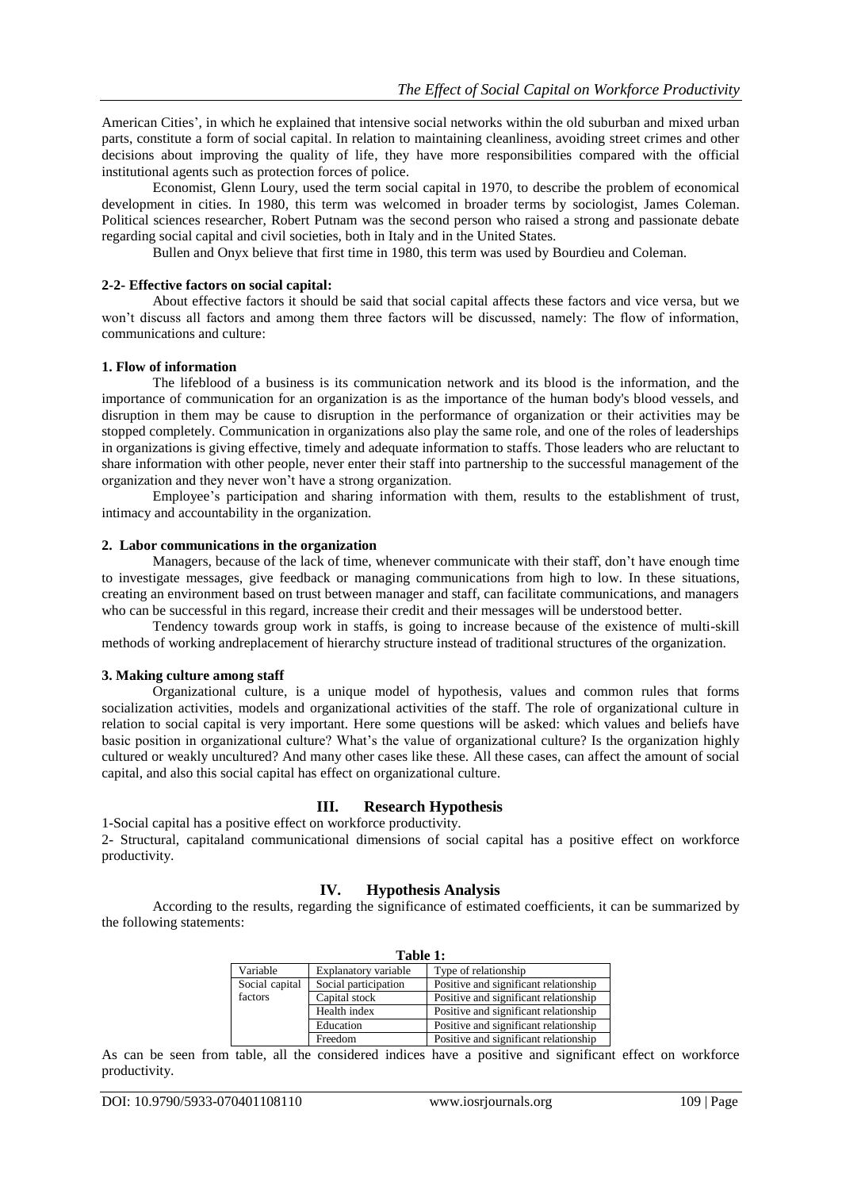American Cities', in which he explained that intensive social networks within the old suburban and mixed urban parts, constitute a form of social capital. In relation to maintaining cleanliness, avoiding street crimes and other decisions about improving the quality of life, they have more responsibilities compared with the official institutional agents such as protection forces of police.

Economist, Glenn Loury, used the term social capital in 1970, to describe the problem of economical development in cities. In 1980, this term was welcomed in broader terms by sociologist, James Coleman. Political sciences researcher, Robert Putnam was the second person who raised a strong and passionate debate regarding social capital and civil societies, both in Italy and in the United States.

Bullen and Onyx believe that first time in 1980, this term was used by Bourdieu and Coleman.

### 2-2- Effective factors on social capital:

About effective factors it should be said that social capital affects these factors and vice versa, but we won't discuss all factors and among them three factors will be discussed, namely: The flow of information, communications and culture:

#### 1. Flow of information

The lifeblood of a business is its communication network and its blood is the information, and the importance of communication for an organization is as the importance of the human body's blood vessels, and disruption in them may be cause to disruption in the performance of organization or their activities may be stopped completely. Communication in organizations also play the same role, and one of the roles of leaderships in organizations is giving effective, timely and adequate information to staffs. Those leaders who are reluctant to share information with other people, never enter their staff into partnership to the successful management of the organization and they never won't have a strong organization.

Employee's participation and sharing information with them, results to the establishment of trust, intimacy and accountability in the organization.

#### 2. Labor communications in the organization

Managers, because of the lack of time, whenever communicate with their staff, don't have enough time to investigate messages, give feedback or managing communications from high to low. In these situations, creating an environment based on trust between manager and staff, can facilitate communications, and managers who can be successful in this regard, increase their credit and their messages will be understood better.

Tendency towards group work in staffs, is going to increase because of the existence of multi-skill methods of working andreplacement of hierarchy structure instead of traditional structures of the organization.

#### 3. Making culture among staff

Organizational culture, is a unique model of hypothesis, values and common rules that forms socialization activities, models and organizational activities of the staff. The role of organizational culture in relation to social capital is very important. Here some questions will be asked: which values and beliefs have basic position in organizational culture? What's the value of organizational culture? Is the organization highly cultured or weakly uncultured? And many other cases like these. All these cases, can affect the amount of social capital, and also this social capital has effect on organizational culture.

## III. Research Hypothesis

1-Social capital has a positive effect on workforce productivity.

2- Structural, capitaland communicational dimensions of social capital has a positive effect on workforce productivity.

## IV. Hypothesis Analysis

According to the results, regarding the significance of estimated coefficients, it can be summarized by the following statements:

**Table 1:**

| Variable | Explanatory variable | Type of relationship |
|---|---|---|
| Social capital factors | Social participation | Positive and significant relationship |
| | Capital stock | Positive and significant relationship |
| | Health index | Positive and significant relationship |
| | Education | Positive and significant relationship |
| | Freedom | Positive and significant relationship |

As can be seen from table, all the considered indices have a positive and significant effect on workforce productivity.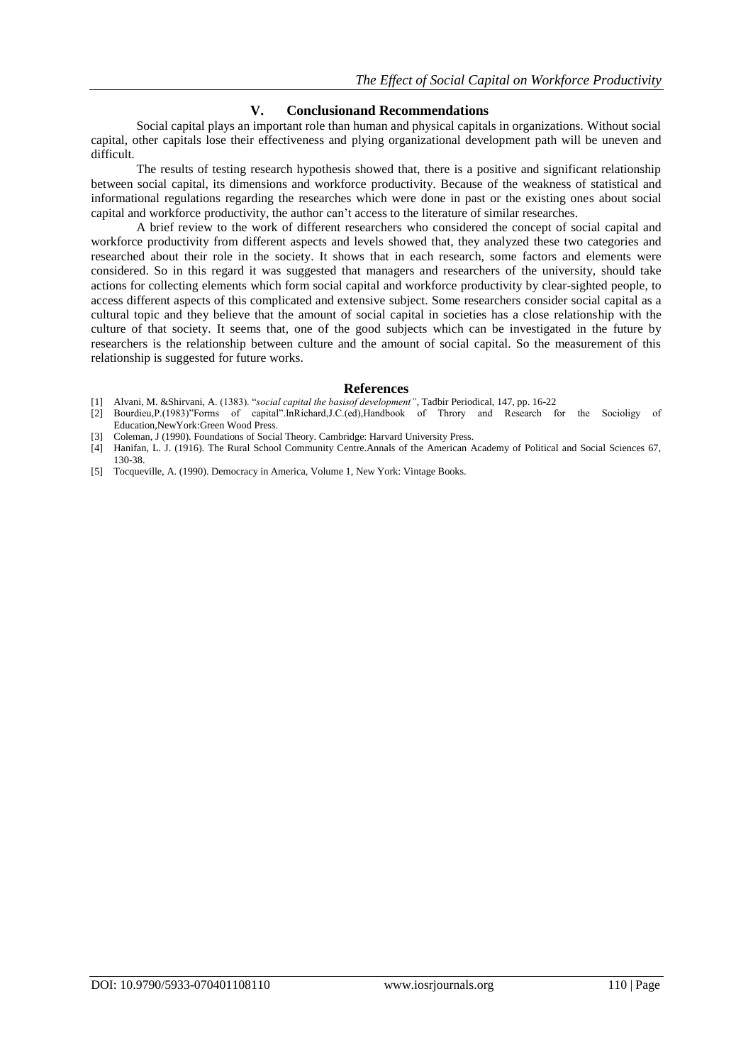## V. Conclusionand Recommendations

Social capital plays an important role than human and physical capitals in organizations. Without social capital, other capitals lose their effectiveness and plying organizational development path will be uneven and difficult.

The results of testing research hypothesis showed that, there is a positive and significant relationship between social capital, its dimensions and workforce productivity. Because of the weakness of statistical and informational regulations regarding the researches which were done in past or the existing ones about social capital and workforce productivity, the author can't access to the literature of similar researches.

A brief review to the work of different researchers who considered the concept of social capital and workforce productivity from different aspects and levels showed that, they analyzed these two categories and researched about their role in the society. It shows that in each research, some factors and elements were considered. So in this regard it was suggested that managers and researchers of the university, should take actions for collecting elements which form social capital and workforce productivity by clear-sighted people, to access different aspects of this complicated and extensive subject. Some researchers consider social capital as a cultural topic and they believe that the amount of social capital in societies has a close relationship with the culture of that society. It seems that, one of the good subjects which can be investigated in the future by researchers is the relationship between culture and the amount of social capital. So the measurement of this relationship is suggested for future works.

## References

[1] Alvani, M. &Shirvani, A. (1383). "*social capital the basisof development"*, Tadbir Periodical, 147, pp. 16-22

[2] Bourdieu,P.(1983)"Forms of capital".InRichard,J.C.(ed),Handbook of Throry and Research for the Socioligy of Education,NewYork:Green Wood Press.

[3] Coleman, J (1990). Foundations of Social Theory. Cambridge: Harvard University Press.

[4] Hanifan, L. J. (1916). The Rural School Community Centre.Annals of the American Academy of Political and Social Sciences 67, 130-38.

[5] Tocqueville, A. (1990). Democracy in America, Volume 1, New York: Vintage Books.